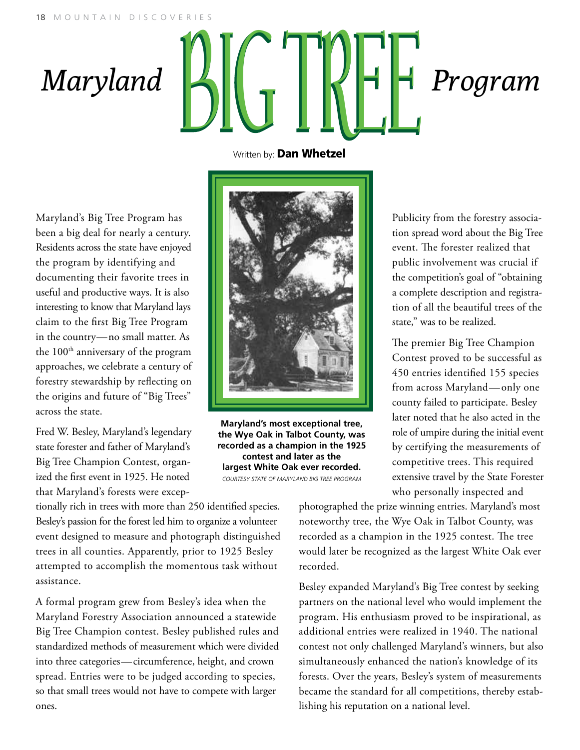# Maryland BIG TREE Program

Written by: **Dan Whetzel**

Maryland's Big Tree Program has been a big deal for nearly a century. Residents across the state have enjoyed the program by identifying and documenting their favorite trees in useful and productive ways. It is also interesting to know that Maryland lays claim to the first Big Tree Program in the country—no small matter. As the 100th anniversary of the program approaches, we celebrate a century of forestry stewardship by reflecting on the origins and future of "Big Trees" across the state.

Fred W. Besley, Maryland's legendary state forester and father of Maryland's Big Tree Champion Contest, organized the first event in 1925. He noted that Maryland's forests were exceptionally rich in trees with more than 250 identified species. Besley's passion for the forest led him to organize a volunteer event designed to measure and photograph distinguished trees in all counties. Apparently, prior to 1925 Besley attempted to accomplish the momentous task without assistance.

A formal program grew from Besley's idea when the Maryland Forestry Association announced a statewide Big Tree Champion contest. Besley published rules and standardized methods of measurement which were divided into three categories—circumference, height, and crown spread. Entries were to be judged according to species, so that small trees would not have to compete with larger ones.

**Maryland's most exceptional tree, the Wye Oak in Talbot County, was recorded as a champion in the 1925 contest and later as the largest White Oak ever recorded.**
*COURTESY STATE OF MARYLAND BIG TREE PROGRAM*

Publicity from the forestry association spread word about the Big Tree event. The forester realized that public involvement was crucial if the competition's goal of "obtaining a complete description and registration of all the beautiful trees of the state," was to be realized.

The premier Big Tree Champion Contest proved to be successful as 450 entries identified 155 species from across Maryland—only one county failed to participate. Besley later noted that he also acted in the role of umpire during the initial event by certifying the measurements of competitive trees. This required extensive travel by the State Forester who personally inspected and photographed the prize winning entries. Maryland's most noteworthy tree, the Wye Oak in Talbot County, was recorded as a champion in the 1925 contest. The tree would later be recognized as the largest White Oak ever recorded.

Besley expanded Maryland's Big Tree contest by seeking partners on the national level who would implement the program. His enthusiasm proved to be inspirational, as additional entries were realized in 1940. The national contest not only challenged Maryland's winners, but also simultaneously enhanced the nation's knowledge of its forests. Over the years, Besley's system of measurements became the standard for all competitions, thereby establishing his reputation on a national level.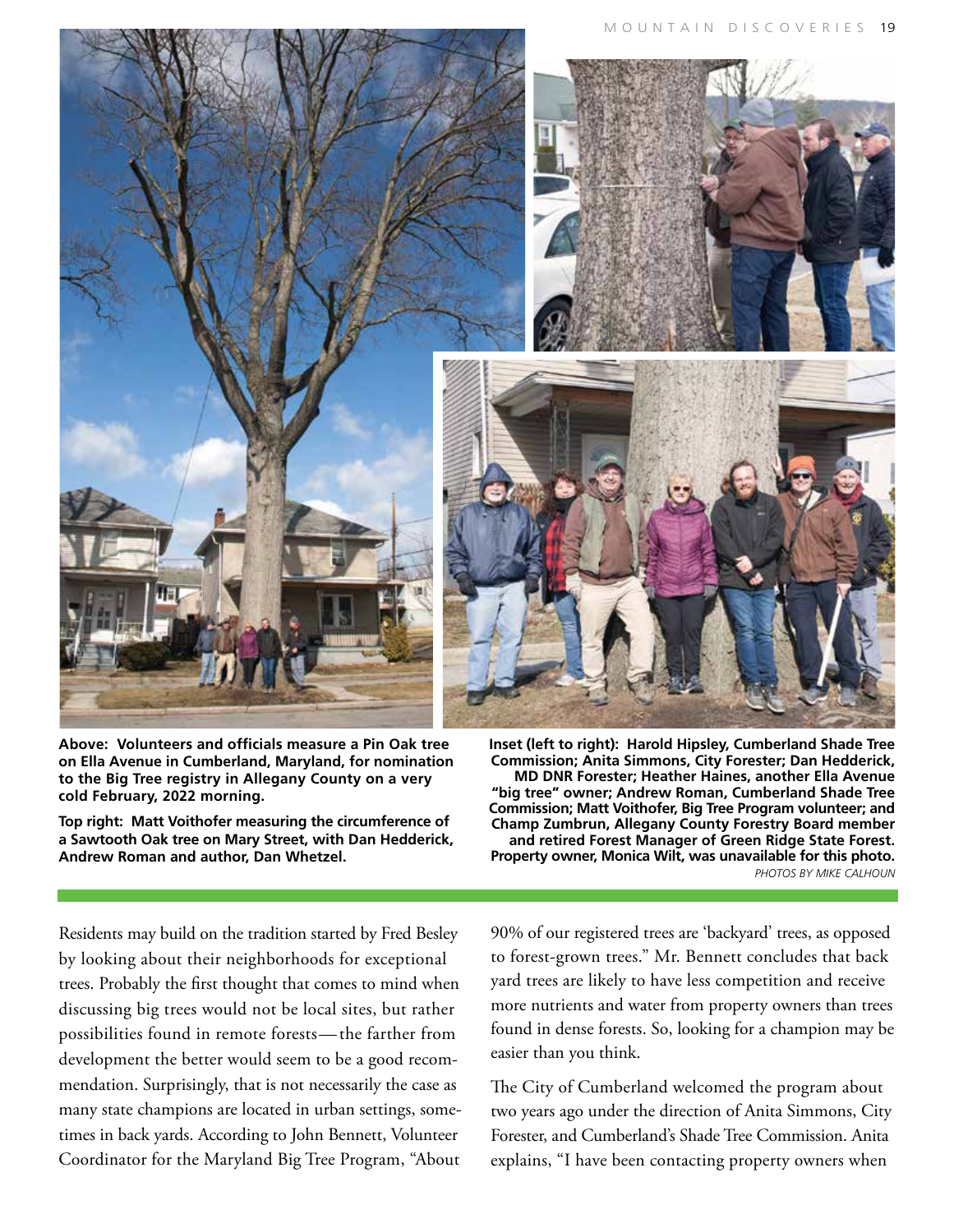**Above: Volunteers and officials measure a Pin Oak tree on Ella Avenue in Cumberland, Maryland, for nomination to the Big Tree registry in Allegany County on a very cold February, 2022 morning.**

**Top right: Matt Voithofer measuring the circumference of a Sawtooth Oak tree on Mary Street, with Dan Hedderick, Andrew Roman and author, Dan Whetzel.**

**Inset (left to right): Harold Hipsley, Cumberland Shade Tree Commission; Anita Simmons, City Forester; Dan Hedderick, MD DNR Forester; Heather Haines, another Ella Avenue "big tree" owner; Andrew Roman, Cumberland Shade Tree Commission; Matt Voithofer, Big Tree Program volunteer; and Champ Zumbrun, Allegany County Forestry Board member and retired Forest Manager of Green Ridge State Forest. Property owner, Monica Wilt, was unavailable for this photo.**

*PHOTOS BY MIKE CALHOUN*

Residents may build on the tradition started by Fred Besley by looking about their neighborhoods for exceptional trees. Probably the first thought that comes to mind when discussing big trees would not be local sites, but rather possibilities found in remote forests—the farther from development the better would seem to be a good recommendation. Surprisingly, that is not necessarily the case as many state champions are located in urban settings, sometimes in back yards. According to John Bennett, Volunteer Coordinator for the Maryland Big Tree Program, "About 90% of our registered trees are 'backyard' trees, as opposed to forest-grown trees." Mr. Bennett concludes that back yard trees are likely to have less competition and receive more nutrients and water from property owners than trees found in dense forests. So, looking for a champion may be easier than you think.

The City of Cumberland welcomed the program about two years ago under the direction of Anita Simmons, City Forester, and Cumberland's Shade Tree Commission. Anita explains, "I have been contacting property owners when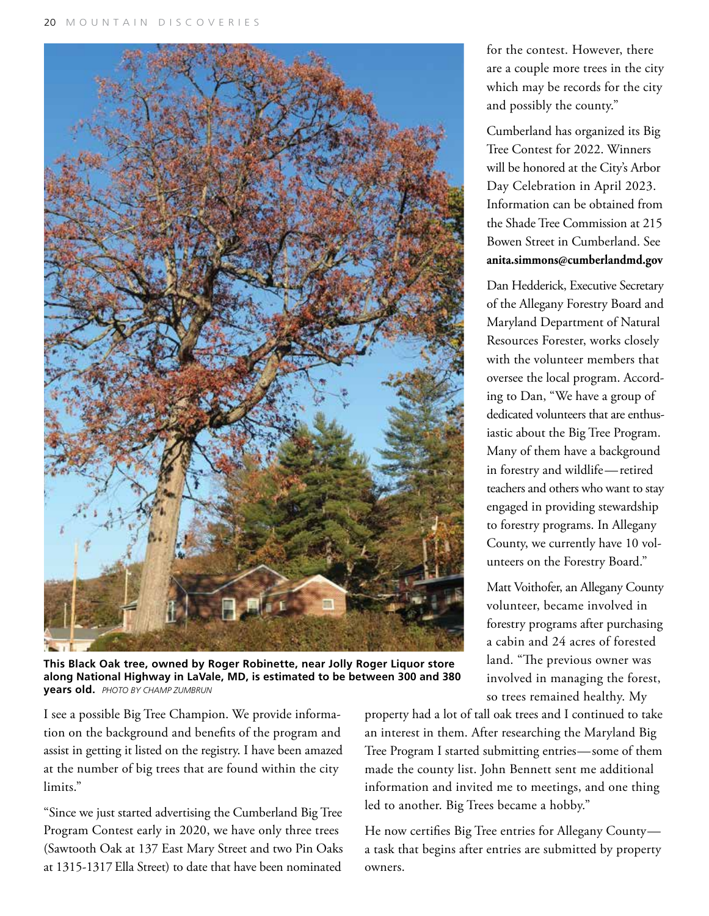This Black Oak tree, owned by Roger Robinette, near Jolly Roger Liquor store along National Highway in LaVale, MD, is estimated to be between 300 and 380 years old. *PHOTO BY CHAMP ZUMBRUN*

I see a possible Big Tree Champion. We provide information on the background and benefits of the program and assist in getting it listed on the registry. I have been amazed at the number of big trees that are found within the city limits."

"Since we just started advertising the Cumberland Big Tree Program Contest early in 2020, we have only three trees (Sawtooth Oak at 137 East Mary Street and two Pin Oaks at 1315-1317 Ella Street) to date that have been nominated for the contest. However, there are a couple more trees in the city which may be records for the city and possibly the county."

Cumberland has organized its Big Tree Contest for 2022. Winners will be honored at the City's Arbor Day Celebration in April 2023. Information can be obtained from the Shade Tree Commission at 215 Bowen Street in Cumberland. See **anita.simmons@cumberlandmd.gov**

Dan Hedderick, Executive Secretary of the Allegany Forestry Board and Maryland Department of Natural Resources Forester, works closely with the volunteer members that oversee the local program. According to Dan, "We have a group of dedicated volunteers that are enthusiastic about the Big Tree Program. Many of them have a background in forestry and wildlife—retired teachers and others who want to stay engaged in providing stewardship to forestry programs. In Allegany County, we currently have 10 volunteers on the Forestry Board."

Matt Voithofer, an Allegany County volunteer, became involved in forestry programs after purchasing a cabin and 24 acres of forested land. "The previous owner was involved in managing the forest, so trees remained healthy. My property had a lot of tall oak trees and I continued to take an interest in them. After researching the Maryland Big Tree Program I started submitting entries—some of them made the county list. John Bennett sent me additional information and invited me to meetings, and one thing led to another. Big Trees became a hobby."

He now certifies Big Tree entries for Allegany County—a task that begins after entries are submitted by property owners.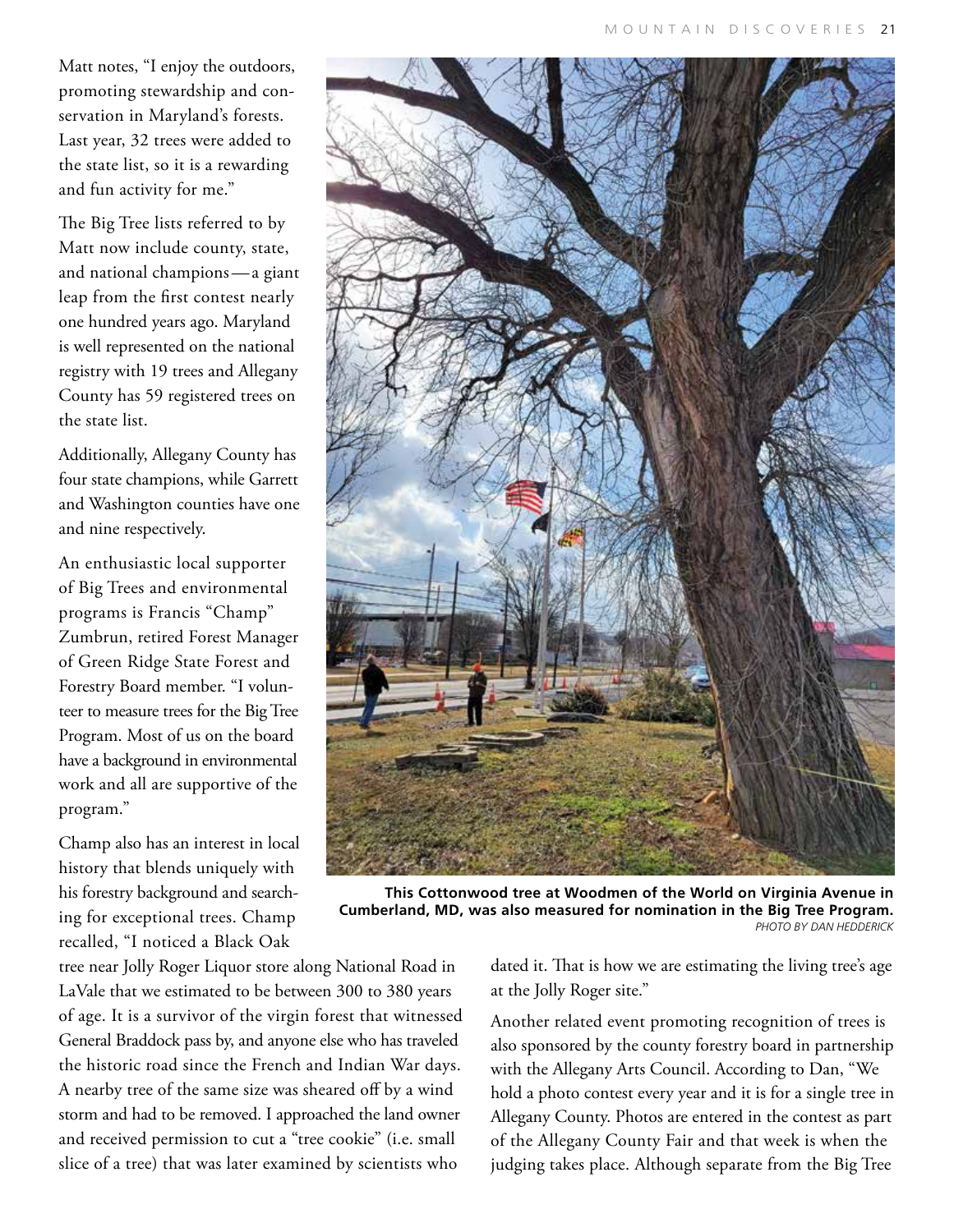Matt notes, "I enjoy the outdoors, promoting stewardship and conservation in Maryland's forests. Last year, 32 trees were added to the state list, so it is a rewarding and fun activity for me."

The Big Tree lists referred to by Matt now include county, state, and national champions—a giant leap from the first contest nearly one hundred years ago. Maryland is well represented on the national registry with 19 trees and Allegany County has 59 registered trees on the state list.

Additionally, Allegany County has four state champions, while Garrett and Washington counties have one and nine respectively.

An enthusiastic local supporter of Big Trees and environmental programs is Francis "Champ" Zumbrun, retired Forest Manager of Green Ridge State Forest and Forestry Board member. "I volunteer to measure trees for the Big Tree Program. Most of us on the board have a background in environmental work and all are supportive of the program."

Champ also has an interest in local history that blends uniquely with his forestry background and searching for exceptional trees. Champ recalled, "I noticed a Black Oak tree near Jolly Roger Liquor store along National Road in LaVale that we estimated to be between 300 to 380 years of age. It is a survivor of the virgin forest that witnessed General Braddock pass by, and anyone else who has traveled the historic road since the French and Indian War days. A nearby tree of the same size was sheared off by a wind storm and had to be removed. I approached the land owner and received permission to cut a "tree cookie" (i.e. small slice of a tree) that was later examined by scientists who dated it. That is how we are estimating the living tree's age at the Jolly Roger site."

**This Cottonwood tree at Woodmen of the World on Virginia Avenue in Cumberland, MD, was also measured for nomination in the Big Tree Program.**
*PHOTO BY DAN HEDDERICK*

Another related event promoting recognition of trees is also sponsored by the county forestry board in partnership with the Allegany Arts Council. According to Dan, "We hold a photo contest every year and it is for a single tree in Allegany County. Photos are entered in the contest as part of the Allegany County Fair and that week is when the judging takes place. Although separate from the Big Tree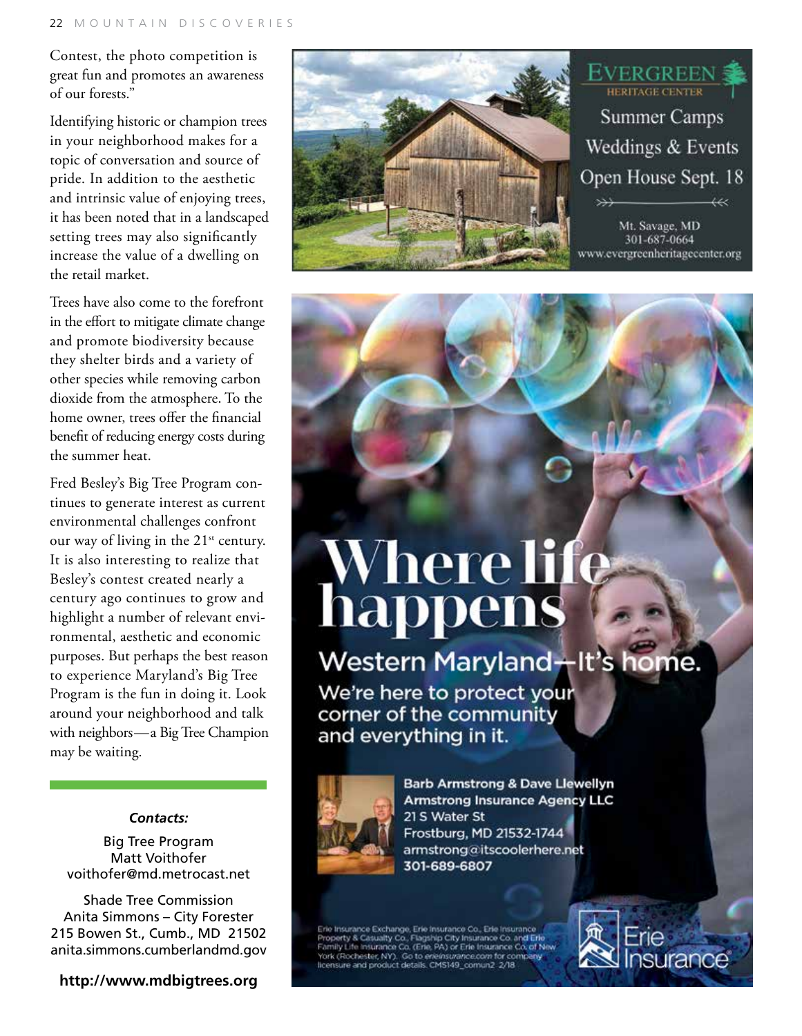Contest, the photo competition is great fun and promotes an awareness of our forests."

Identifying historic or champion trees in your neighborhood makes for a topic of conversation and source of pride. In addition to the aesthetic and intrinsic value of enjoying trees, it has been noted that in a landscaped setting trees may also significantly increase the value of a dwelling on the retail market.

Trees have also come to the forefront in the effort to mitigate climate change and promote biodiversity because they shelter birds and a variety of other species while removing carbon dioxide from the atmosphere. To the home owner, trees offer the financial benefit of reducing energy costs during the summer heat.

Fred Besley's Big Tree Program continues to generate interest as current environmental challenges confront our way of living in the 21st century. It is also interesting to realize that Besley's contest created nearly a century ago continues to grow and highlight a number of relevant environmental, aesthetic and economic purposes. But perhaps the best reason to experience Maryland's Big Tree Program is the fun in doing it. Look around your neighborhood and talk with neighbors—a Big Tree Champion may be waiting.

***Contacts:***

Big Tree Program
Matt Voithofer
voithofer@md.metrocast.net

Shade Tree Commission
Anita Simmons – City Forester
215 Bowen St., Cumb., MD 21502
anita.simmons.cumberlandmd.gov

**http://www.mdbigtrees.org**

EVERGREEN
HERITAGE CENTER

Summer Camps
Weddings & Events
Open House Sept. 18

Mt. Savage, MD
301-687-0664
www.evergreenheritagecenter.org

# Where life happens

## Western Maryland—It's home.

We're here to protect your corner of the community and everything in it.

**Barb Armstrong & Dave Llewellyn**
**Armstrong Insurance Agency LLC**
**21 S Water St**
**Frostburg, MD 21532-1744**
**armstrong@itscoolerhere.net**
**301-689-6807**

Erie Insurance Exchange, Erie Insurance Co., Erie Insurance Property & Casualty Co., Flagship City Insurance Co. and Erie Family Life Insurance Co. (Erie, PA) or Erie Insurance Co. of New York (Rochester, NY). Go to erieinsurance.com for company licensure and product details. CMS149_comun2 2/18

Erie Insurance